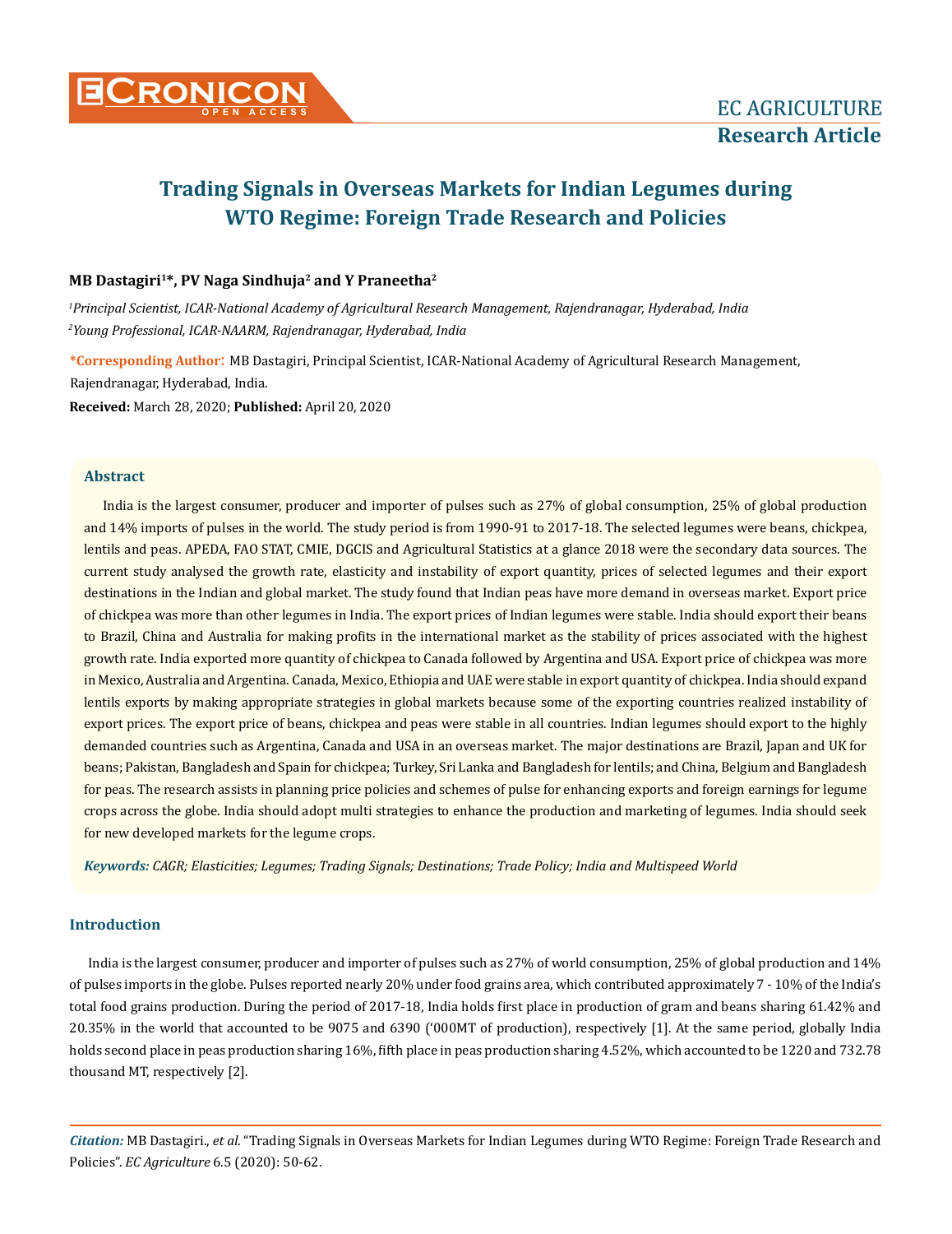# Trading Signals in Overseas Markets for Indian Legumes during WTO Regime: Foreign Trade Research and Policies

**MB Dastagiri[1]*, PV Naga Sindhuja[2] and Y Praneetha[2]**

*[1]Principal Scientist, ICAR-National Academy of Agricultural Research Management, Rajendranagar, Hyderabad, India*
*[2]Young Professional, ICAR-NAARM, Rajendranagar, Hyderabad, India*

**\*Corresponding Author:** MB Dastagiri, Principal Scientist, ICAR-National Academy of Agricultural Research Management, Rajendranagar, Hyderabad, India.

**Received:** March 28, 2020; **Published:** April 20, 2020

## Abstract

India is the largest consumer, producer and importer of pulses such as 27% of global consumption, 25% of global production and 14% imports of pulses in the world. The study period is from 1990-91 to 2017-18. The selected legumes were beans, chickpea, lentils and peas. APEDA, FAO STAT, CMIE, DGCIS and Agricultural Statistics at a glance 2018 were the secondary data sources. The current study analysed the growth rate, elasticity and instability of export quantity, prices of selected legumes and their export destinations in the Indian and global market. The study found that Indian peas have more demand in overseas market. Export price of chickpea was more than other legumes in India. The export prices of Indian legumes were stable. India should export their beans to Brazil, China and Australia for making profits in the international market as the stability of prices associated with the highest growth rate. India exported more quantity of chickpea to Canada followed by Argentina and USA. Export price of chickpea was more in Mexico, Australia and Argentina. Canada, Mexico, Ethiopia and UAE were stable in export quantity of chickpea. India should expand lentils exports by making appropriate strategies in global markets because some of the exporting countries realized instability of export prices. The export price of beans, chickpea and peas were stable in all countries. Indian legumes should export to the highly demanded countries such as Argentina, Canada and USA in an overseas market. The major destinations are Brazil, Japan and UK for beans; Pakistan, Bangladesh and Spain for chickpea; Turkey, Sri Lanka and Bangladesh for lentils; and China, Belgium and Bangladesh for peas. The research assists in planning price policies and schemes of pulse for enhancing exports and foreign earnings for legume crops across the globe. India should adopt multi strategies to enhance the production and marketing of legumes. India should seek for new developed markets for the legume crops.

***Keywords:** CAGR; Elasticities; Legumes; Trading Signals; Destinations; Trade Policy; India and Multispeed World*

## Introduction

India is the largest consumer, producer and importer of pulses such as 27% of world consumption, 25% of global production and 14% of pulses imports in the globe. Pulses reported nearly 20% under food grains area, which contributed approximately 7 - 10% of the India's total food grains production. During the period of 2017-18, India holds first place in production of gram and beans sharing 61.42% and 20.35% in the world that accounted to be 9075 and 6390 ('000MT of production), respectively [1]. At the same period, globally India holds second place in peas production sharing 16%, fifth place in peas production sharing 4.52%, which accounted to be 1220 and 732.78 thousand MT, respectively [2].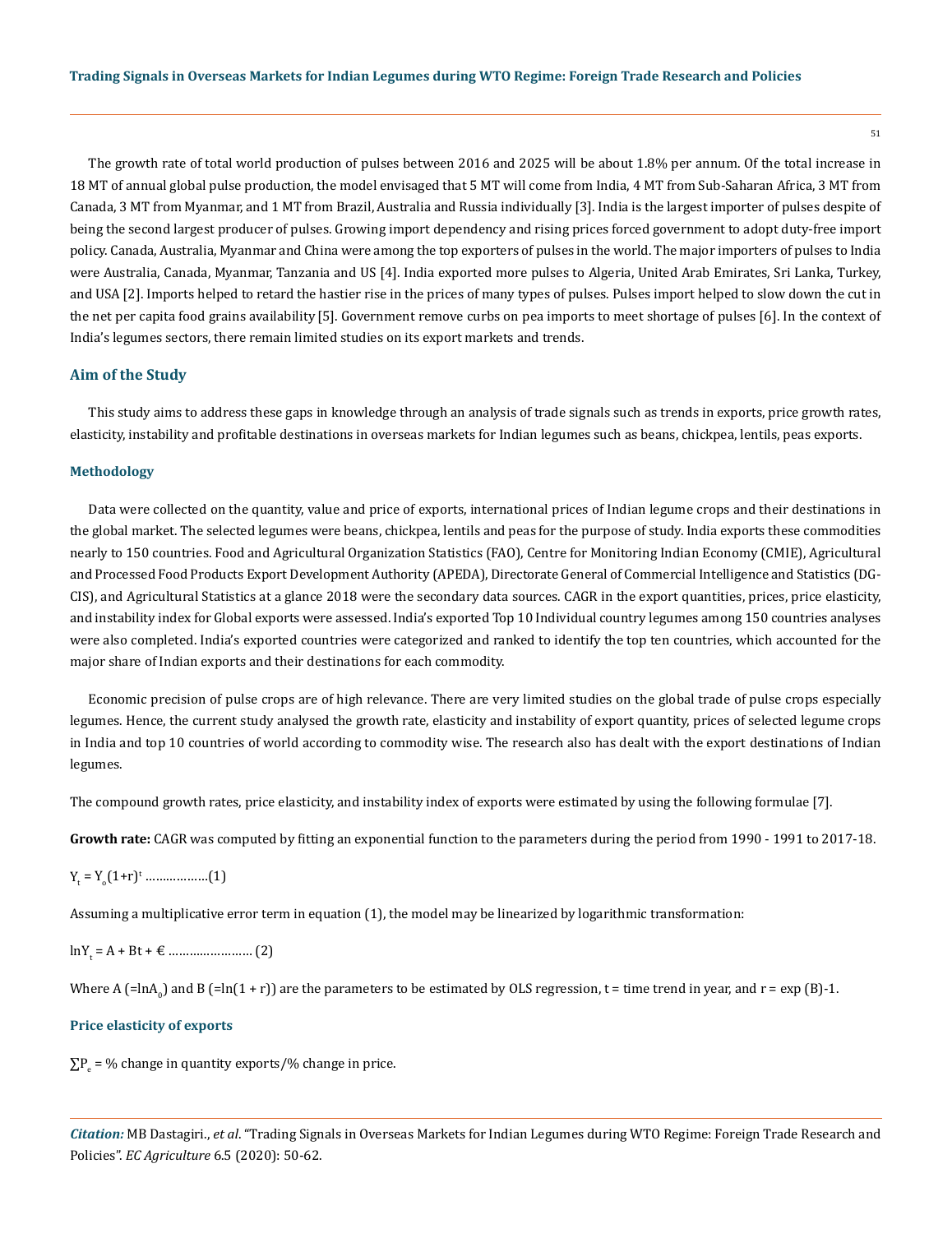The growth rate of total world production of pulses between 2016 and 2025 will be about 1.8% per annum. Of the total increase in 18 MT of annual global pulse production, the model envisaged that 5 MT will come from India, 4 MT from Sub-Saharan Africa, 3 MT from Canada, 3 MT from Myanmar, and 1 MT from Brazil, Australia and Russia individually [3]. India is the largest importer of pulses despite of being the second largest producer of pulses. Growing import dependency and rising prices forced government to adopt duty-free import policy. Canada, Australia, Myanmar and China were among the top exporters of pulses in the world. The major importers of pulses to India were Australia, Canada, Myanmar, Tanzania and US [4]. India exported more pulses to Algeria, United Arab Emirates, Sri Lanka, Turkey, and USA [2]. Imports helped to retard the hastier rise in the prices of many types of pulses. Pulses import helped to slow down the cut in the net per capita food grains availability [5]. Government remove curbs on pea imports to meet shortage of pulses [6]. In the context of India's legumes sectors, there remain limited studies on its export markets and trends.

## Aim of the Study

This study aims to address these gaps in knowledge through an analysis of trade signals such as trends in exports, price growth rates, elasticity, instability and profitable destinations in overseas markets for Indian legumes such as beans, chickpea, lentils, peas exports.

### Methodology

Data were collected on the quantity, value and price of exports, international prices of Indian legume crops and their destinations in the global market. The selected legumes were beans, chickpea, lentils and peas for the purpose of study. India exports these commodities nearly to 150 countries. Food and Agricultural Organization Statistics (FAO), Centre for Monitoring Indian Economy (CMIE), Agricultural and Processed Food Products Export Development Authority (APEDA), Directorate General of Commercial Intelligence and Statistics (DG-CIS), and Agricultural Statistics at a glance 2018 were the secondary data sources. CAGR in the export quantities, prices, price elasticity, and instability index for Global exports were assessed. India's exported Top 10 Individual country legumes among 150 countries analyses were also completed. India's exported countries were categorized and ranked to identify the top ten countries, which accounted for the major share of Indian exports and their destinations for each commodity.

Economic precision of pulse crops are of high relevance. There are very limited studies on the global trade of pulse crops especially legumes. Hence, the current study analysed the growth rate, elasticity and instability of export quantity, prices of selected legume crops in India and top 10 countries of world according to commodity wise. The research also has dealt with the export destinations of Indian legumes.

The compound growth rates, price elasticity, and instability index of exports were estimated by using the following formulae [7].

**Growth rate:** CAGR was computed by fitting an exponential function to the parameters during the period from 1990 - 1991 to 2017-18.

$Y_t = Y_o(1+r)^t$ ………………(1)

Assuming a multiplicative error term in equation (1), the model may be linearized by logarithmic transformation:

$\ln Y_t = A + Bt + €$ …………………… (2)

Where A ($=\ln A_0$) and B ($=\ln(1 + r)$) are the parameters to be estimated by OLS regression, t = time trend in year, and r = exp (B)-1.

### Price elasticity of exports

$\sum P_e$ = % change in quantity exports/% change in price.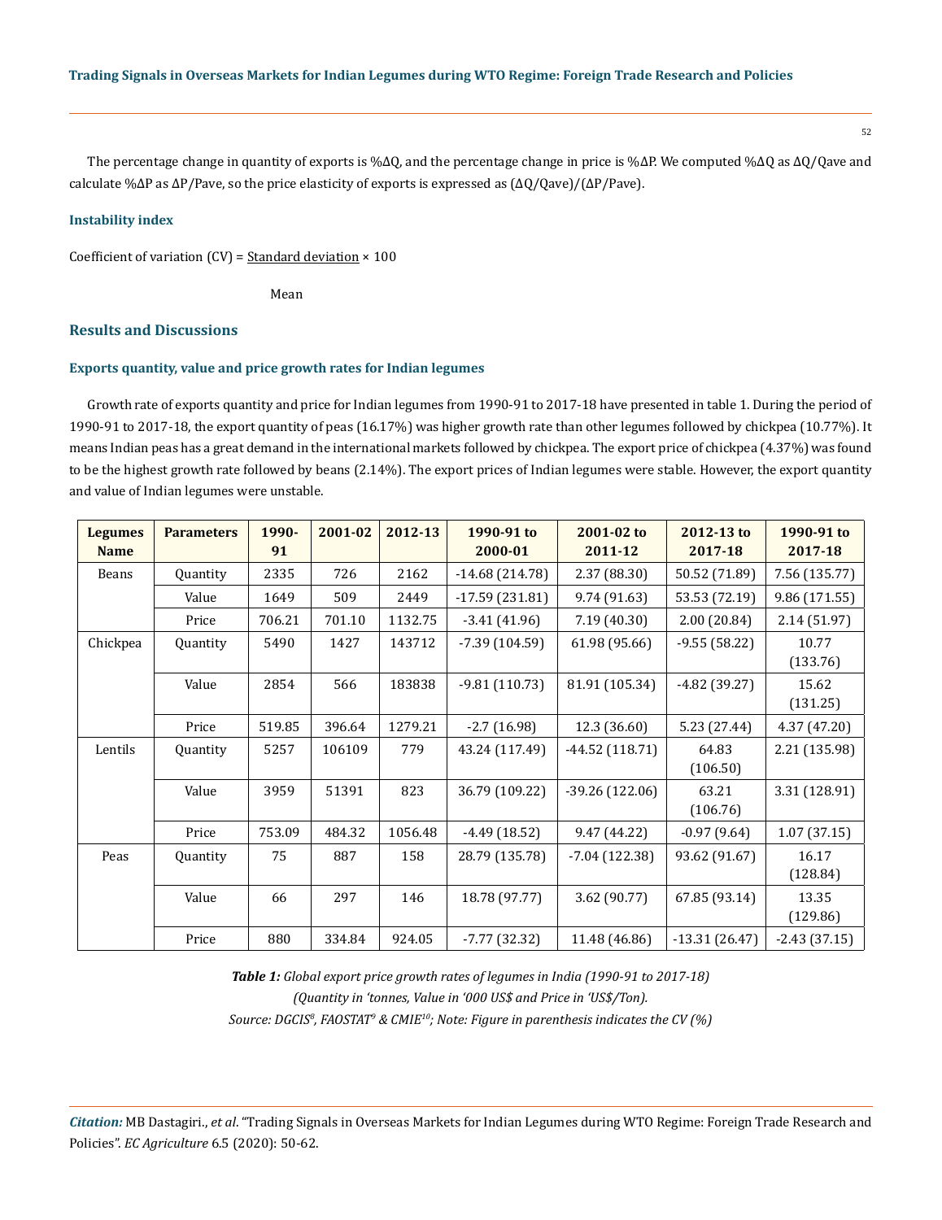The percentage change in quantity of exports is %ΔQ, and the percentage change in price is %ΔP. We computed %ΔQ as ΔQ/Qave and calculate %ΔP as ΔP/Pave, so the price elasticity of exports is expressed as (ΔQ/Qave)/(ΔP/Pave).

### Instability index

$$\text{Coefficient of variation (CV)} = \frac{\text{Standard deviation}}{\text{Mean}} \times 100$$

## Results and Discussions

### Exports quantity, value and price growth rates for Indian legumes

Growth rate of exports quantity and price for Indian legumes from 1990-91 to 2017-18 have presented in table 1. During the period of 1990-91 to 2017-18, the export quantity of peas (16.17%) was higher growth rate than other legumes followed by chickpea (10.77%). It means Indian peas has a great demand in the international markets followed by chickpea. The export price of chickpea (4.37%) was found to be the highest growth rate followed by beans (2.14%). The export prices of Indian legumes were stable. However, the export quantity and value of Indian legumes were unstable.

| Legumes Name | Parameters | 1990-91 | 2001-02 | 2012-13 | 1990-91 to 2000-01 | 2001-02 to 2011-12 | 2012-13 to 2017-18 | 1990-91 to 2017-18 |
|---|---|---|---|---|---|---|---|---|
| Beans | Quantity | 2335 | 726 | 2162 | -14.68 (214.78) | 2.37 (88.30) | 50.52 (71.89) | 7.56 (135.77) |
| | Value | 1649 | 509 | 2449 | -17.59 (231.81) | 9.74 (91.63) | 53.53 (72.19) | 9.86 (171.55) |
| | Price | 706.21 | 701.10 | 1132.75 | -3.41 (41.96) | 7.19 (40.30) | 2.00 (20.84) | 2.14 (51.97) |
| Chickpea | Quantity | 5490 | 1427 | 143712 | -7.39 (104.59) | 61.98 (95.66) | -9.55 (58.22) | 10.77 (133.76) |
| | Value | 2854 | 566 | 183838 | -9.81 (110.73) | 81.91 (105.34) | -4.82 (39.27) | 15.62 (131.25) |
| | Price | 519.85 | 396.64 | 1279.21 | -2.7 (16.98) | 12.3 (36.60) | 5.23 (27.44) | 4.37 (47.20) |
| Lentils | Quantity | 5257 | 106109 | 779 | 43.24 (117.49) | -44.52 (118.71) | 64.83 (106.50) | 2.21 (135.98) |
| | Value | 3959 | 51391 | 823 | 36.79 (109.22) | -39.26 (122.06) | 63.21 (106.76) | 3.31 (128.91) |
| | Price | 753.09 | 484.32 | 1056.48 | -4.49 (18.52) | 9.47 (44.22) | -0.97 (9.64) | 1.07 (37.15) |
| Peas | Quantity | 75 | 887 | 158 | 28.79 (135.78) | -7.04 (122.38) | 93.62 (91.67) | 16.17 (128.84) |
| | Value | 66 | 297 | 146 | 18.78 (97.77) | 3.62 (90.77) | 67.85 (93.14) | 13.35 (129.86) |
| | Price | 880 | 334.84 | 924.05 | -7.77 (32.32) | 11.48 (46.86) | -13.31 (26.47) | -2.43 (37.15) |

***Table 1:*** *Global export price growth rates of legumes in India (1990-91 to 2017-18)*
*(Quantity in 'tonnes, Value in '000 US$ and Price in 'US$/Ton).*
*Source: DGCIS[8], FAOSTAT[9] & CMIE[10]; Note: Figure in parenthesis indicates the CV (%)*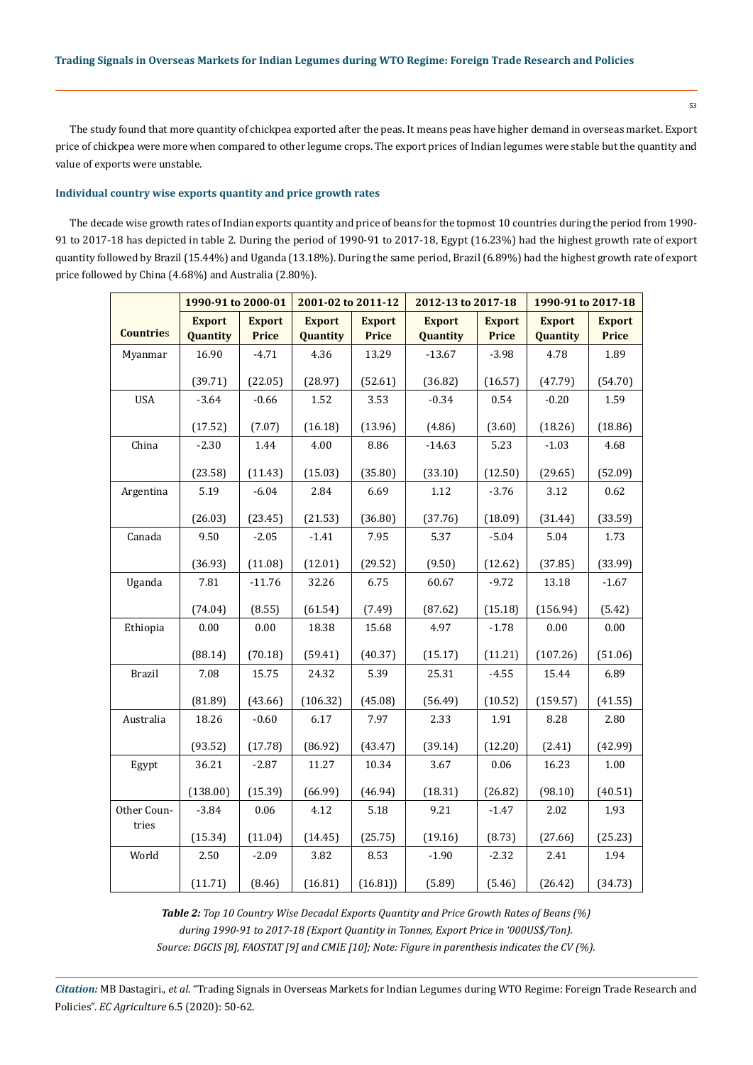The study found that more quantity of chickpea exported after the peas. It means peas have higher demand in overseas market. Export price of chickpea were more when compared to other legume crops. The export prices of Indian legumes were stable but the quantity and value of exports were unstable.

### Individual country wise exports quantity and price growth rates

The decade wise growth rates of Indian exports quantity and price of beans for the topmost 10 countries during the period from 1990-91 to 2017-18 has depicted in table 2. During the period of 1990-91 to 2017-18, Egypt (16.23%) had the highest growth rate of export quantity followed by Brazil (15.44%) and Uganda (13.18%). During the same period, Brazil (6.89%) had the highest growth rate of export price followed by China (4.68%) and Australia (2.80%).

| Countries | 1990-91 to 2000-01 | | 2001-02 to 2011-12 | | 2012-13 to 2017-18 | | 1990-91 to 2017-18 | |
|---|---|---|---|---|---|---|---|---|
| | Export Quantity | Export Price | Export Quantity | Export Price | Export Quantity | Export Price | Export Quantity | Export Price |
| Myanmar | 16.90 | -4.71 | 4.36 | 13.29 | -13.67 | -3.98 | 4.78 | 1.89 |
| | (39.71) | (22.05) | (28.97) | (52.61) | (36.82) | (16.57) | (47.79) | (54.70) |
| USA | -3.64 | -0.66 | 1.52 | 3.53 | -0.34 | 0.54 | -0.20 | 1.59 |
| | (17.52) | (7.07) | (16.18) | (13.96) | (4.86) | (3.60) | (18.26) | (18.86) |
| China | -2.30 | 1.44 | 4.00 | 8.86 | -14.63 | 5.23 | -1.03 | 4.68 |
| | (23.58) | (11.43) | (15.03) | (35.80) | (33.10) | (12.50) | (29.65) | (52.09) |
| Argentina | 5.19 | -6.04 | 2.84 | 6.69 | 1.12 | -3.76 | 3.12 | 0.62 |
| | (26.03) | (23.45) | (21.53) | (36.80) | (37.76) | (18.09) | (31.44) | (33.59) |
| Canada | 9.50 | -2.05 | -1.41 | 7.95 | 5.37 | -5.04 | 5.04 | 1.73 |
| | (36.93) | (11.08) | (12.01) | (29.52) | (9.50) | (12.62) | (37.85) | (33.99) |
| Uganda | 7.81 | -11.76 | 32.26 | 6.75 | 60.67 | -9.72 | 13.18 | -1.67 |
| | (74.04) | (8.55) | (61.54) | (7.49) | (87.62) | (15.18) | (156.94) | (5.42) |
| Ethiopia | 0.00 | 0.00 | 18.38 | 15.68 | 4.97 | -1.78 | 0.00 | 0.00 |
| | (88.14) | (70.18) | (59.41) | (40.37) | (15.17) | (11.21) | (107.26) | (51.06) |
| Brazil | 7.08 | 15.75 | 24.32 | 5.39 | 25.31 | -4.55 | 15.44 | 6.89 |
| | (81.89) | (43.66) | (106.32) | (45.08) | (56.49) | (10.52) | (159.57) | (41.55) |
| Australia | 18.26 | -0.60 | 6.17 | 7.97 | 2.33 | 1.91 | 8.28 | 2.80 |
| | (93.52) | (17.78) | (86.92) | (43.47) | (39.14) | (12.20) | (2.41) | (42.99) |
| Egypt | 36.21 | -2.87 | 11.27 | 10.34 | 3.67 | 0.06 | 16.23 | 1.00 |
| | (138.00) | (15.39) | (66.99) | (46.94) | (18.31) | (26.82) | (98.10) | (40.51) |
| Other Countries | -3.84 | 0.06 | 4.12 | 5.18 | 9.21 | -1.47 | 2.02 | 1.93 |
| | (15.34) | (11.04) | (14.45) | (25.75) | (19.16) | (8.73) | (27.66) | (25.23) |
| World | 2.50 | -2.09 | 3.82 | 8.53 | -1.90 | -2.32 | 2.41 | 1.94 |
| | (11.71) | (8.46) | (16.81) | (16.81)) | (5.89) | (5.46) | (26.42) | (34.73) |

***Table 2:*** *Top 10 Country Wise Decadal Exports Quantity and Price Growth Rates of Beans (%) during 1990-91 to 2017-18 (Export Quantity in Tonnes, Export Price in '000US$/Ton).*
*Source: DGCIS [8], FAOSTAT [9] and CMIE [10]; Note: Figure in parenthesis indicates the CV (%).*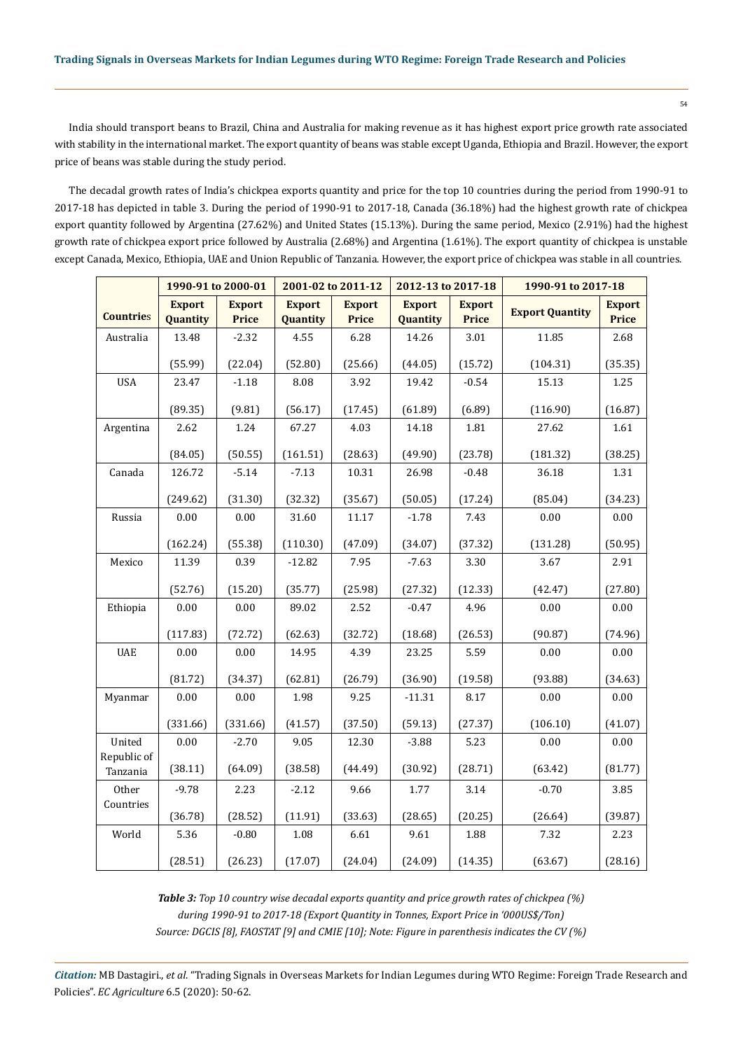India should transport beans to Brazil, China and Australia for making revenue as it has highest export price growth rate associated with stability in the international market. The export quantity of beans was stable except Uganda, Ethiopia and Brazil. However, the export price of beans was stable during the study period.

The decadal growth rates of India's chickpea exports quantity and price for the top 10 countries during the period from 1990-91 to 2017-18 has depicted in table 3. During the period of 1990-91 to 2017-18, Canada (36.18%) had the highest growth rate of chickpea export quantity followed by Argentina (27.62%) and United States (15.13%). During the same period, Mexico (2.91%) had the highest growth rate of chickpea export price followed by Australia (2.68%) and Argentina (1.61%). The export quantity of chickpea is unstable except Canada, Mexico, Ethiopia, UAE and Union Republic of Tanzania. However, the export price of chickpea was stable in all countries.

| Countries | 1990-91 to 2000-01 | | 2001-02 to 2011-12 | | 2012-13 to 2017-18 | | 1990-91 to 2017-18 | |
|---|---|---|---|---|---|---|---|---|
| | Export Quantity | Export Price | Export Quantity | Export Price | Export Quantity | Export Price | Export Quantity | Export Price |
| Australia | 13.48 | -2.32 | 4.55 | 6.28 | 14.26 | 3.01 | 11.85 | 2.68 |
| | (55.99) | (22.04) | (52.80) | (25.66) | (44.05) | (15.72) | (104.31) | (35.35) |
| USA | 23.47 | -1.18 | 8.08 | 3.92 | 19.42 | -0.54 | 15.13 | 1.25 |
| | (89.35) | (9.81) | (56.17) | (17.45) | (61.89) | (6.89) | (116.90) | (16.87) |
| Argentina | 2.62 | 1.24 | 67.27 | 4.03 | 14.18 | 1.81 | 27.62 | 1.61 |
| | (84.05) | (50.55) | (161.51) | (28.63) | (49.90) | (23.78) | (181.32) | (38.25) |
| Canada | 126.72 | -5.14 | -7.13 | 10.31 | 26.98 | -0.48 | 36.18 | 1.31 |
| | (249.62) | (31.30) | (32.32) | (35.67) | (50.05) | (17.24) | (85.04) | (34.23) |
| Russia | 0.00 | 0.00 | 31.60 | 11.17 | -1.78 | 7.43 | 0.00 | 0.00 |
| | (162.24) | (55.38) | (110.30) | (47.09) | (34.07) | (37.32) | (131.28) | (50.95) |
| Mexico | 11.39 | 0.39 | -12.82 | 7.95 | -7.63 | 3.30 | 3.67 | 2.91 |
| | (52.76) | (15.20) | (35.77) | (25.98) | (27.32) | (12.33) | (42.47) | (27.80) |
| Ethiopia | 0.00 | 0.00 | 89.02 | 2.52 | -0.47 | 4.96 | 0.00 | 0.00 |
| | (117.83) | (72.72) | (62.63) | (32.72) | (18.68) | (26.53) | (90.87) | (74.96) |
| UAE | 0.00 | 0.00 | 14.95 | 4.39 | 23.25 | 5.59 | 0.00 | 0.00 |
| | (81.72) | (34.37) | (62.81) | (26.79) | (36.90) | (19.58) | (93.88) | (34.63) |
| Myanmar | 0.00 | 0.00 | 1.98 | 9.25 | -11.31 | 8.17 | 0.00 | 0.00 |
| | (331.66) | (331.66) | (41.57) | (37.50) | (59.13) | (27.37) | (106.10) | (41.07) |
| United Republic of Tanzania | 0.00 | -2.70 | 9.05 | 12.30 | -3.88 | 5.23 | 0.00 | 0.00 |
| | (38.11) | (64.09) | (38.58) | (44.49) | (30.92) | (28.71) | (63.42) | (81.77) |
| Other Countries | -9.78 | 2.23 | -2.12 | 9.66 | 1.77 | 3.14 | -0.70 | 3.85 |
| | (36.78) | (28.52) | (11.91) | (33.63) | (28.65) | (20.25) | (26.64) | (39.87) |
| World | 5.36 | -0.80 | 1.08 | 6.61 | 9.61 | 1.88 | 7.32 | 2.23 |
| | (28.51) | (26.23) | (17.07) | (24.04) | (24.09) | (14.35) | (63.67) | (28.16) |

***Table 3:*** *Top 10 country wise decadal exports quantity and price growth rates of chickpea (%) during 1990-91 to 2017-18 (Export Quantity in Tonnes, Export Price in '000US$/Ton)*
*Source: DGCIS [8], FAOSTAT [9] and CMIE [10]; Note: Figure in parenthesis indicates the CV (%)*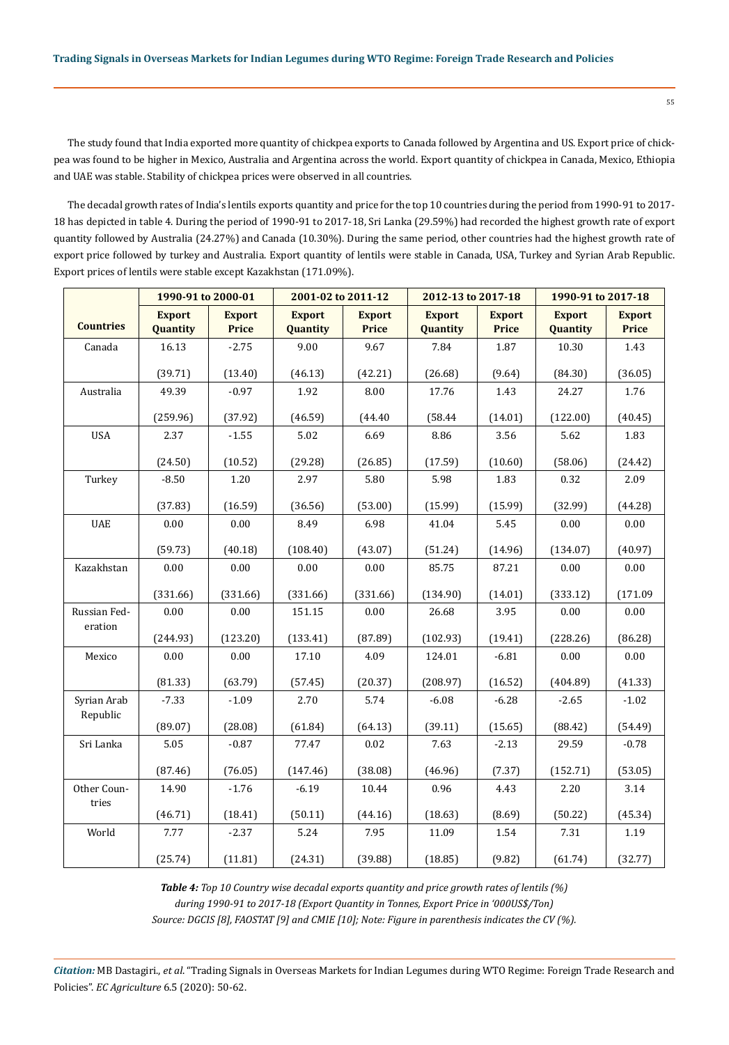The study found that India exported more quantity of chickpea exports to Canada followed by Argentina and US. Export price of chickpea was found to be higher in Mexico, Australia and Argentina across the world. Export quantity of chickpea in Canada, Mexico, Ethiopia and UAE was stable. Stability of chickpea prices were observed in all countries.

The decadal growth rates of India's lentils exports quantity and price for the top 10 countries during the period from 1990-91 to 2017-18 has depicted in table 4. During the period of 1990-91 to 2017-18, Sri Lanka (29.59%) had recorded the highest growth rate of export quantity followed by Australia (24.27%) and Canada (10.30%). During the same period, other countries had the highest growth rate of export price followed by turkey and Australia. Export quantity of lentils were stable in Canada, USA, Turkey and Syrian Arab Republic. Export prices of lentils were stable except Kazakhstan (171.09%).

| Countries | 1990-91 to 2000-01 | | 2001-02 to 2011-12 | | 2012-13 to 2017-18 | | 1990-91 to 2017-18 | |
|---|---|---|---|---|---|---|---|---|
| | Export Quantity | Export Price | Export Quantity | Export Price | Export Quantity | Export Price | Export Quantity | Export Price |
| Canada | 16.13 | -2.75 | 9.00 | 9.67 | 7.84 | 1.87 | 10.30 | 1.43 |
| | (39.71) | (13.40) | (46.13) | (42.21) | (26.68) | (9.64) | (84.30) | (36.05) |
| Australia | 49.39 | -0.97 | 1.92 | 8.00 | 17.76 | 1.43 | 24.27 | 1.76 |
| | (259.96) | (37.92) | (46.59) | (44.40 | (58.44 | (14.01) | (122.00) | (40.45) |
| USA | 2.37 | -1.55 | 5.02 | 6.69 | 8.86 | 3.56 | 5.62 | 1.83 |
| | (24.50) | (10.52) | (29.28) | (26.85) | (17.59) | (10.60) | (58.06) | (24.42) |
| Turkey | -8.50 | 1.20 | 2.97 | 5.80 | 5.98 | 1.83 | 0.32 | 2.09 |
| | (37.83) | (16.59) | (36.56) | (53.00) | (15.99) | (15.99) | (32.99) | (44.28) |
| UAE | 0.00 | 0.00 | 8.49 | 6.98 | 41.04 | 5.45 | 0.00 | 0.00 |
| | (59.73) | (40.18) | (108.40) | (43.07) | (51.24) | (14.96) | (134.07) | (40.97) |
| Kazakhstan | 0.00 | 0.00 | 0.00 | 0.00 | 85.75 | 87.21 | 0.00 | 0.00 |
| | (331.66) | (331.66) | (331.66) | (331.66) | (134.90) | (14.01) | (333.12) | (171.09 |
| Russian Federation | 0.00 | 0.00 | 151.15 | 0.00 | 26.68 | 3.95 | 0.00 | 0.00 |
| | (244.93) | (123.20) | (133.41) | (87.89) | (102.93) | (19.41) | (228.26) | (86.28) |
| Mexico | 0.00 | 0.00 | 17.10 | 4.09 | 124.01 | -6.81 | 0.00 | 0.00 |
| | (81.33) | (63.79) | (57.45) | (20.37) | (208.97) | (16.52) | (404.89) | (41.33) |
| Syrian Arab Republic | -7.33 | -1.09 | 2.70 | 5.74 | -6.08 | -6.28 | -2.65 | -1.02 |
| | (89.07) | (28.08) | (61.84) | (64.13) | (39.11) | (15.65) | (88.42) | (54.49) |
| Sri Lanka | 5.05 | -0.87 | 77.47 | 0.02 | 7.63 | -2.13 | 29.59 | -0.78 |
| | (87.46) | (76.05) | (147.46) | (38.08) | (46.96) | (7.37) | (152.71) | (53.05) |
| Other Countries | 14.90 | -1.76 | -6.19 | 10.44 | 0.96 | 4.43 | 2.20 | 3.14 |
| | (46.71) | (18.41) | (50.11) | (44.16) | (18.63) | (8.69) | (50.22) | (45.34) |
| World | 7.77 | -2.37 | 5.24 | 7.95 | 11.09 | 1.54 | 7.31 | 1.19 |
| | (25.74) | (11.81) | (24.31) | (39.88) | (18.85) | (9.82) | (61.74) | (32.77) |

***Table 4:*** *Top 10 Country wise decadal exports quantity and price growth rates of lentils (%) during 1990-91 to 2017-18 (Export Quantity in Tonnes, Export Price in '000US$/Ton)*
*Source: DGCIS [8], FAOSTAT [9] and CMIE [10]; Note: Figure in parenthesis indicates the CV (%).*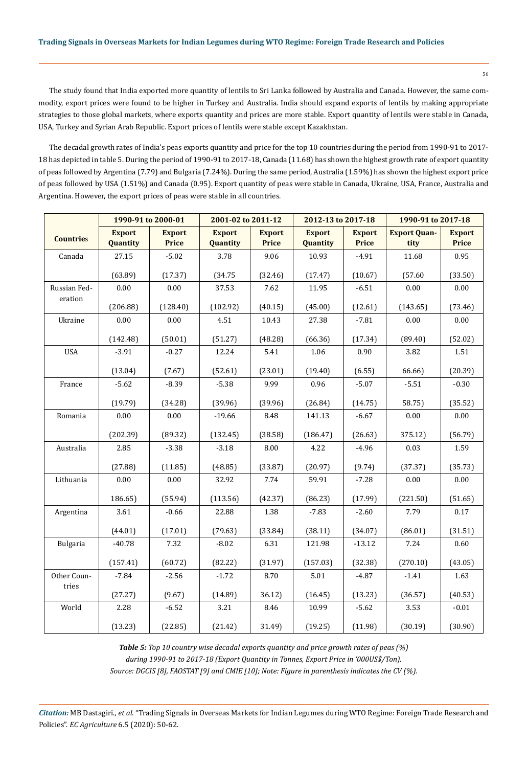The study found that India exported more quantity of lentils to Sri Lanka followed by Australia and Canada. However, the same commodity, export prices were found to be higher in Turkey and Australia. India should expand exports of lentils by making appropriate strategies to those global markets, where exports quantity and prices are more stable. Export quantity of lentils were stable in Canada, USA, Turkey and Syrian Arab Republic. Export prices of lentils were stable except Kazakhstan.

The decadal growth rates of India's peas exports quantity and price for the top 10 countries during the period from 1990-91 to 2017-18 has depicted in table 5. During the period of 1990-91 to 2017-18, Canada (11.68) has shown the highest growth rate of export quantity of peas followed by Argentina (7.79) and Bulgaria (7.24%). During the same period, Australia (1.59%) has shown the highest export price of peas followed by USA (1.51%) and Canada (0.95). Export quantity of peas were stable in Canada, Ukraine, USA, France, Australia and Argentina. However, the export prices of peas were stable in all countries.

| Countries | 1990-91 to 2000-01 | | 2001-02 to 2011-12 | | 2012-13 to 2017-18 | | 1990-91 to 2017-18 | |
|---|---|---|---|---|---|---|---|---|
| | Export Quantity | Export Price | Export Quantity | Export Price | Export Quantity | Export Price | Export Quantity | Export Price |
| Canada | 27.15 | -5.02 | 3.78 | 9.06 | 10.93 | -4.91 | 11.68 | 0.95 |
| | (63.89) | (17.37) | (34.75 | (32.46) | (17.47) | (10.67) | (57.60 | (33.50) |
| Russian Federation | 0.00 | 0.00 | 37.53 | 7.62 | 11.95 | -6.51 | 0.00 | 0.00 |
| | (206.88) | (128.40) | (102.92) | (40.15) | (45.00) | (12.61) | (143.65) | (73.46) |
| Ukraine | 0.00 | 0.00 | 4.51 | 10.43 | 27.38 | -7.81 | 0.00 | 0.00 |
| | (142.48) | (50.01) | (51.27) | (48.28) | (66.36) | (17.34) | (89.40) | (52.02) |
| USA | -3.91 | -0.27 | 12.24 | 5.41 | 1.06 | 0.90 | 3.82 | 1.51 |
| | (13.04) | (7.67) | (52.61) | (23.01) | (19.40) | (6.55) | 66.66) | (20.39) |
| France | -5.62 | -8.39 | -5.38 | 9.99 | 0.96 | -5.07 | -5.51 | -0.30 |
| | (19.79) | (34.28) | (39.96) | (39.96) | (26.84) | (14.75) | 58.75) | (35.52) |
| Romania | 0.00 | 0.00 | -19.66 | 8.48 | 141.13 | -6.67 | 0.00 | 0.00 |
| | (202.39) | (89.32) | (132.45) | (38.58) | (186.47) | (26.63) | 375.12) | (56.79) |
| Australia | 2.85 | -3.38 | -3.18 | 8.00 | 4.22 | -4.96 | 0.03 | 1.59 |
| | (27.88) | (11.85) | (48.85) | (33.87) | (20.97) | (9.74) | (37.37) | (35.73) |
| Lithuania | 0.00 | 0.00 | 32.92 | 7.74 | 59.91 | -7.28 | 0.00 | 0.00 |
| | 186.65) | (55.94) | (113.56) | (42.37) | (86.23) | (17.99) | (221.50) | (51.65) |
| Argentina | 3.61 | -0.66 | 22.88 | 1.38 | -7.83 | -2.60 | 7.79 | 0.17 |
| | (44.01) | (17.01) | (79.63) | (33.84) | (38.11) | (34.07) | (86.01) | (31.51) |
| Bulgaria | -40.78 | 7.32 | -8.02 | 6.31 | 121.98 | -13.12 | 7.24 | 0.60 |
| | (157.41) | (60.72) | (82.22) | (31.97) | (157.03) | (32.38) | (270.10) | (43.05) |
| Other Countries | -7.84 | -2.56 | -1.72 | 8.70 | 5.01 | -4.87 | -1.41 | 1.63 |
| | (27.27) | (9.67) | (14.89) | 36.12) | (16.45) | (13.23) | (36.57) | (40.53) |
| World | 2.28 | -6.52 | 3.21 | 8.46 | 10.99 | -5.62 | 3.53 | -0.01 |
| | (13.23) | (22.85) | (21.42) | 31.49) | (19.25) | (11.98) | (30.19) | (30.90) |

***Table 5:*** *Top 10 country wise decadal exports quantity and price growth rates of peas (%) during 1990-91 to 2017-18 (Export Quantity in Tonnes, Export Price in '000US$/Ton).*
*Source: DGCIS [8], FAOSTAT [9] and CMIE [10]; Note: Figure in parenthesis indicates the CV (%).*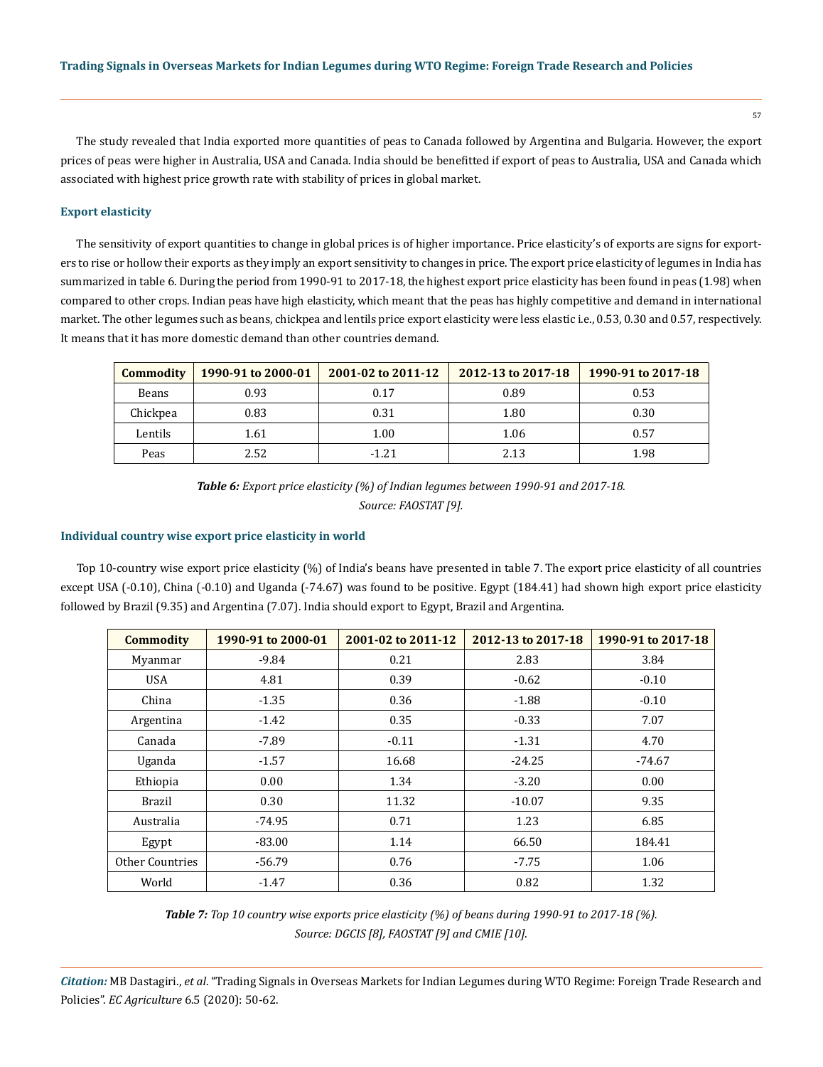The study revealed that India exported more quantities of peas to Canada followed by Argentina and Bulgaria. However, the export prices of peas were higher in Australia, USA and Canada. India should be benefitted if export of peas to Australia, USA and Canada which associated with highest price growth rate with stability of prices in global market.

### Export elasticity

The sensitivity of export quantities to change in global prices is of higher importance. Price elasticity's of exports are signs for exporters to rise or hollow their exports as they imply an export sensitivity to changes in price. The export price elasticity of legumes in India has summarized in table 6. During the period from 1990-91 to 2017-18, the highest export price elasticity has been found in peas (1.98) when compared to other crops. Indian peas have high elasticity, which meant that the peas has highly competitive and demand in international market. The other legumes such as beans, chickpea and lentils price export elasticity were less elastic i.e., 0.53, 0.30 and 0.57, respectively. It means that it has more domestic demand than other countries demand.

| Commodity | 1990-91 to 2000-01 | 2001-02 to 2011-12 | 2012-13 to 2017-18 | 1990-91 to 2017-18 |
|---|---|---|---|---|
| Beans | 0.93 | 0.17 | 0.89 | 0.53 |
| Chickpea | 0.83 | 0.31 | 1.80 | 0.30 |
| Lentils | 1.61 | 1.00 | 1.06 | 0.57 |
| Peas | 2.52 | -1.21 | 2.13 | 1.98 |

***Table 6:*** *Export price elasticity (%) of Indian legumes between 1990-91 and 2017-18.*
*Source: FAOSTAT [9].*

### Individual country wise export price elasticity in world

Top 10-country wise export price elasticity (%) of India's beans have presented in table 7. The export price elasticity of all countries except USA (-0.10), China (-0.10) and Uganda (-74.67) was found to be positive. Egypt (184.41) had shown high export price elasticity followed by Brazil (9.35) and Argentina (7.07). India should export to Egypt, Brazil and Argentina.

| Commodity | 1990-91 to 2000-01 | 2001-02 to 2011-12 | 2012-13 to 2017-18 | 1990-91 to 2017-18 |
|---|---|---|---|---|
| Myanmar | -9.84 | 0.21 | 2.83 | 3.84 |
| USA | 4.81 | 0.39 | -0.62 | -0.10 |
| China | -1.35 | 0.36 | -1.88 | -0.10 |
| Argentina | -1.42 | 0.35 | -0.33 | 7.07 |
| Canada | -7.89 | -0.11 | -1.31 | 4.70 |
| Uganda | -1.57 | 16.68 | -24.25 | -74.67 |
| Ethiopia | 0.00 | 1.34 | -3.20 | 0.00 |
| Brazil | 0.30 | 11.32 | -10.07 | 9.35 |
| Australia | -74.95 | 0.71 | 1.23 | 6.85 |
| Egypt | -83.00 | 1.14 | 66.50 | 184.41 |
| Other Countries | -56.79 | 0.76 | -7.75 | 1.06 |
| World | -1.47 | 0.36 | 0.82 | 1.32 |

***Table 7:*** *Top 10 country wise exports price elasticity (%) of beans during 1990-91 to 2017-18 (%).*
*Source: DGCIS [8], FAOSTAT [9] and CMIE [10].*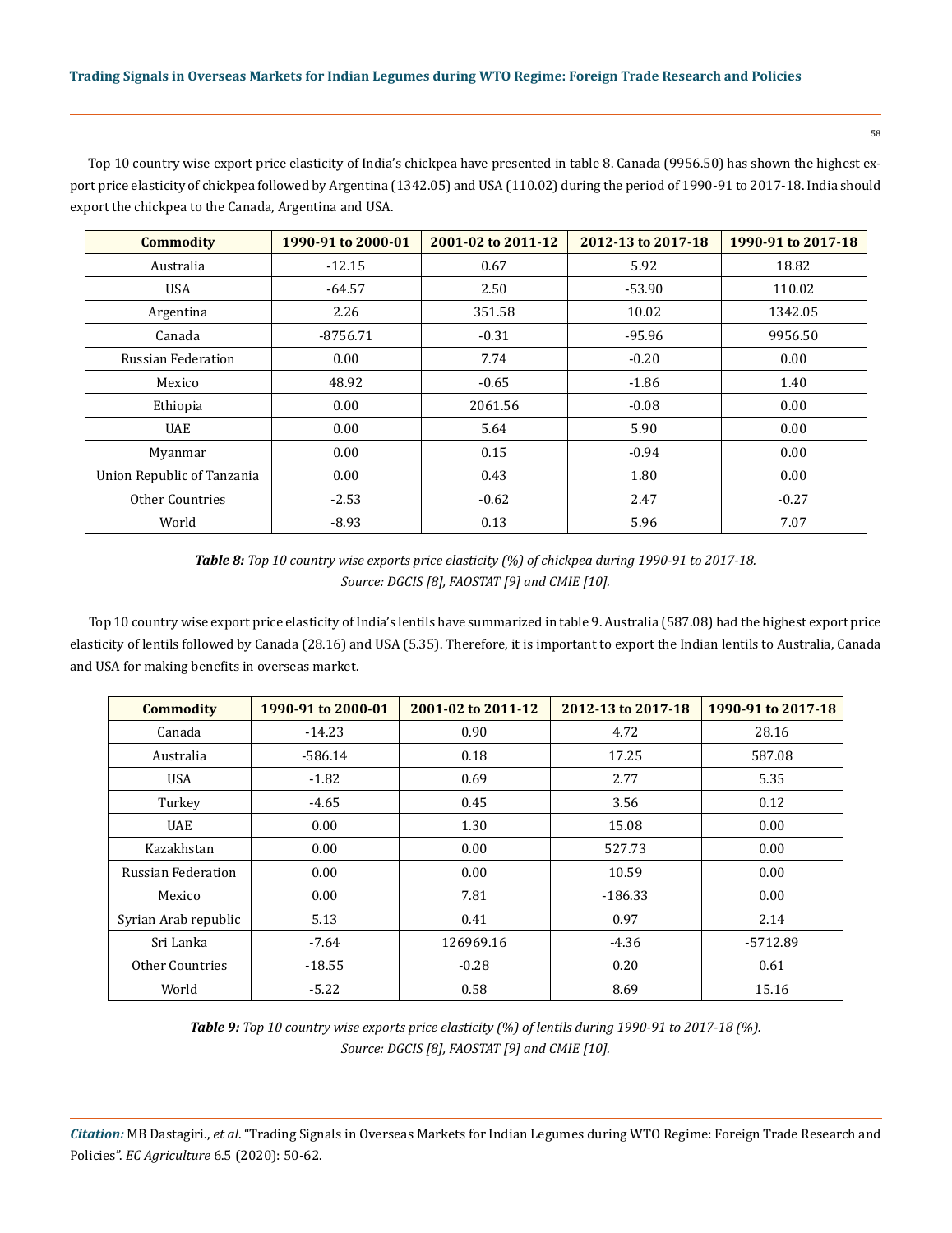Top 10 country wise export price elasticity of India's chickpea have presented in table 8. Canada (9956.50) has shown the highest export price elasticity of chickpea followed by Argentina (1342.05) and USA (110.02) during the period of 1990-91 to 2017-18. India should export the chickpea to the Canada, Argentina and USA.

| Commodity | 1990-91 to 2000-01 | 2001-02 to 2011-12 | 2012-13 to 2017-18 | 1990-91 to 2017-18 |
|---|---|---|---|---|
| Australia | -12.15 | 0.67 | 5.92 | 18.82 |
| USA | -64.57 | 2.50 | -53.90 | 110.02 |
| Argentina | 2.26 | 351.58 | 10.02 | 1342.05 |
| Canada | -8756.71 | -0.31 | -95.96 | 9956.50 |
| Russian Federation | 0.00 | 7.74 | -0.20 | 0.00 |
| Mexico | 48.92 | -0.65 | -1.86 | 1.40 |
| Ethiopia | 0.00 | 2061.56 | -0.08 | 0.00 |
| UAE | 0.00 | 5.64 | 5.90 | 0.00 |
| Myanmar | 0.00 | 0.15 | -0.94 | 0.00 |
| Union Republic of Tanzania | 0.00 | 0.43 | 1.80 | 0.00 |
| Other Countries | -2.53 | -0.62 | 2.47 | -0.27 |
| World | -8.93 | 0.13 | 5.96 | 7.07 |

***Table 8:*** *Top 10 country wise exports price elasticity (%) of chickpea during 1990-91 to 2017-18.*
*Source: DGCIS [8], FAOSTAT [9] and CMIE [10].*

Top 10 country wise export price elasticity of India's lentils have summarized in table 9. Australia (587.08) had the highest export price elasticity of lentils followed by Canada (28.16) and USA (5.35). Therefore, it is important to export the Indian lentils to Australia, Canada and USA for making benefits in overseas market.

| Commodity | 1990-91 to 2000-01 | 2001-02 to 2011-12 | 2012-13 to 2017-18 | 1990-91 to 2017-18 |
|---|---|---|---|---|
| Canada | -14.23 | 0.90 | 4.72 | 28.16 |
| Australia | -586.14 | 0.18 | 17.25 | 587.08 |
| USA | -1.82 | 0.69 | 2.77 | 5.35 |
| Turkey | -4.65 | 0.45 | 3.56 | 0.12 |
| UAE | 0.00 | 1.30 | 15.08 | 0.00 |
| Kazakhstan | 0.00 | 0.00 | 527.73 | 0.00 |
| Russian Federation | 0.00 | 0.00 | 10.59 | 0.00 |
| Mexico | 0.00 | 7.81 | -186.33 | 0.00 |
| Syrian Arab republic | 5.13 | 0.41 | 0.97 | 2.14 |
| Sri Lanka | -7.64 | 126969.16 | -4.36 | -5712.89 |
| Other Countries | -18.55 | -0.28 | 0.20 | 0.61 |
| World | -5.22 | 0.58 | 8.69 | 15.16 |

***Table 9:*** *Top 10 country wise exports price elasticity (%) of lentils during 1990-91 to 2017-18 (%).*
*Source: DGCIS [8], FAOSTAT [9] and CMIE [10].*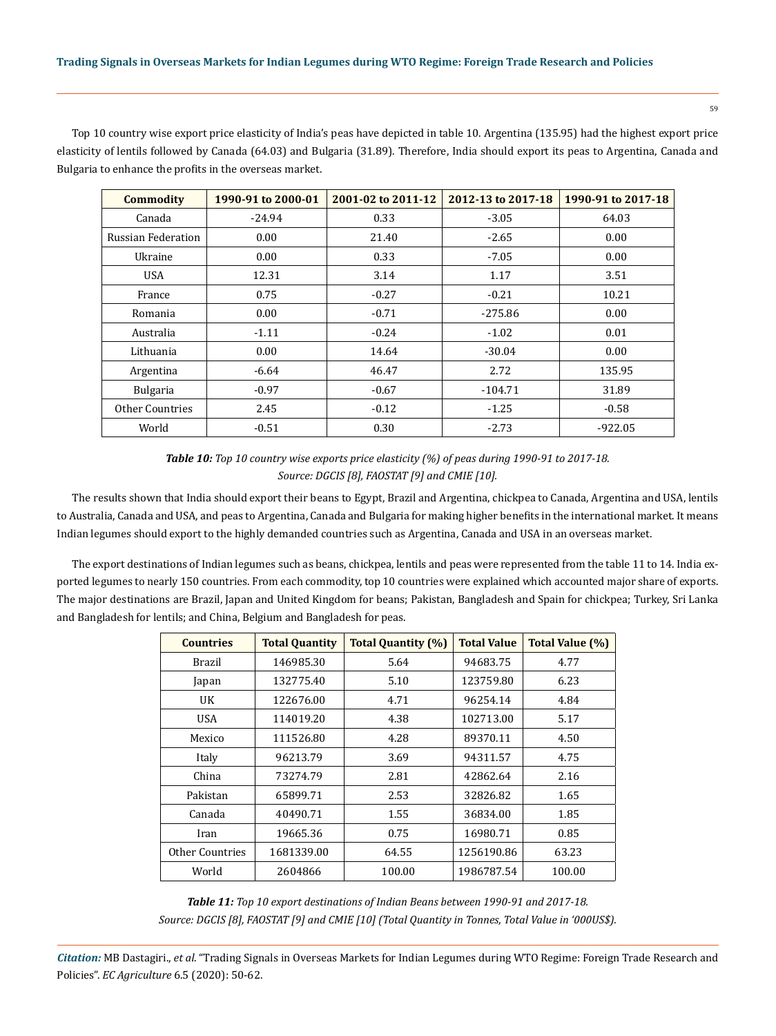Top 10 country wise export price elasticity of India's peas have depicted in table 10. Argentina (135.95) had the highest export price elasticity of lentils followed by Canada (64.03) and Bulgaria (31.89). Therefore, India should export its peas to Argentina, Canada and Bulgaria to enhance the profits in the overseas market.

| Commodity | 1990-91 to 2000-01 | 2001-02 to 2011-12 | 2012-13 to 2017-18 | 1990-91 to 2017-18 |
|---|---|---|---|---|
| Canada | -24.94 | 0.33 | -3.05 | 64.03 |
| Russian Federation | 0.00 | 21.40 | -2.65 | 0.00 |
| Ukraine | 0.00 | 0.33 | -7.05 | 0.00 |
| USA | 12.31 | 3.14 | 1.17 | 3.51 |
| France | 0.75 | -0.27 | -0.21 | 10.21 |
| Romania | 0.00 | -0.71 | -275.86 | 0.00 |
| Australia | -1.11 | -0.24 | -1.02 | 0.01 |
| Lithuania | 0.00 | 14.64 | -30.04 | 0.00 |
| Argentina | -6.64 | 46.47 | 2.72 | 135.95 |
| Bulgaria | -0.97 | -0.67 | -104.71 | 31.89 |
| Other Countries | 2.45 | -0.12 | -1.25 | -0.58 |
| World | -0.51 | 0.30 | -2.73 | -922.05 |

***Table 10:*** *Top 10 country wise exports price elasticity (%) of peas during 1990-91 to 2017-18.*
*Source: DGCIS [8], FAOSTAT [9] and CMIE [10].*

The results shown that India should export their beans to Egypt, Brazil and Argentina, chickpea to Canada, Argentina and USA, lentils to Australia, Canada and USA, and peas to Argentina, Canada and Bulgaria for making higher benefits in the international market. It means Indian legumes should export to the highly demanded countries such as Argentina, Canada and USA in an overseas market.

The export destinations of Indian legumes such as beans, chickpea, lentils and peas were represented from the table 11 to 14. India exported legumes to nearly 150 countries. From each commodity, top 10 countries were explained which accounted major share of exports. The major destinations are Brazil, Japan and United Kingdom for beans; Pakistan, Bangladesh and Spain for chickpea; Turkey, Sri Lanka and Bangladesh for lentils; and China, Belgium and Bangladesh for peas.

| Countries | Total Quantity | Total Quantity (%) | Total Value | Total Value (%) |
|---|---|---|---|---|
| Brazil | 146985.30 | 5.64 | 94683.75 | 4.77 |
| Japan | 132775.40 | 5.10 | 123759.80 | 6.23 |
| UK | 122676.00 | 4.71 | 96254.14 | 4.84 |
| USA | 114019.20 | 4.38 | 102713.00 | 5.17 |
| Mexico | 111526.80 | 4.28 | 89370.11 | 4.50 |
| Italy | 96213.79 | 3.69 | 94311.57 | 4.75 |
| China | 73274.79 | 2.81 | 42862.64 | 2.16 |
| Pakistan | 65899.71 | 2.53 | 32826.82 | 1.65 |
| Canada | 40490.71 | 1.55 | 36834.00 | 1.85 |
| Iran | 19665.36 | 0.75 | 16980.71 | 0.85 |
| Other Countries | 1681339.00 | 64.55 | 1256190.86 | 63.23 |
| World | 2604866 | 100.00 | 1986787.54 | 100.00 |

***Table 11:*** *Top 10 export destinations of Indian Beans between 1990-91 and 2017-18.*
*Source: DGCIS [8], FAOSTAT [9] and CMIE [10] (Total Quantity in Tonnes, Total Value in '000US$).*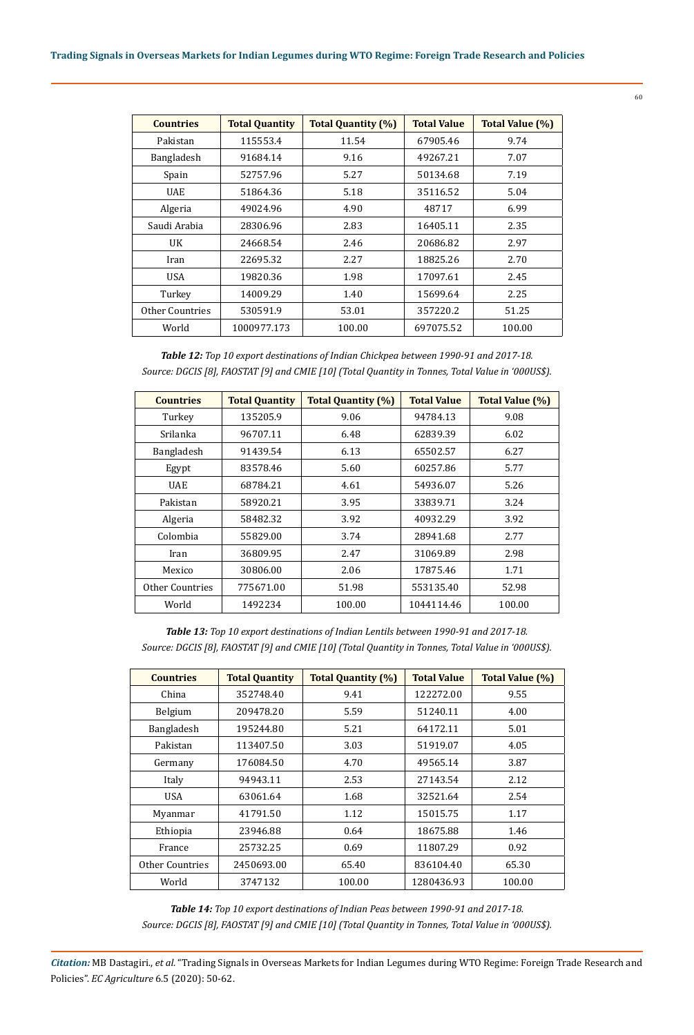| Countries | Total Quantity | Total Quantity (%) | Total Value | Total Value (%) |
|---|---|---|---|---|
| Pakistan | 115553.4 | 11.54 | 67905.46 | 9.74 |
| Bangladesh | 91684.14 | 9.16 | 49267.21 | 7.07 |
| Spain | 52757.96 | 5.27 | 50134.68 | 7.19 |
| UAE | 51864.36 | 5.18 | 35116.52 | 5.04 |
| Algeria | 49024.96 | 4.90 | 48717 | 6.99 |
| Saudi Arabia | 28306.96 | 2.83 | 16405.11 | 2.35 |
| UK | 24668.54 | 2.46 | 20686.82 | 2.97 |
| Iran | 22695.32 | 2.27 | 18825.26 | 2.70 |
| USA | 19820.36 | 1.98 | 17097.61 | 2.45 |
| Turkey | 14009.29 | 1.40 | 15699.64 | 2.25 |
| Other Countries | 530591.9 | 53.01 | 357220.2 | 51.25 |
| World | 1000977.173 | 100.00 | 697075.52 | 100.00 |

***Table 12:*** *Top 10 export destinations of Indian Chickpea between 1990-91 and 2017-18.*
*Source: DGCIS [8], FAOSTAT [9] and CMIE [10] (Total Quantity in Tonnes, Total Value in '000US$).*

| Countries | Total Quantity | Total Quantity (%) | Total Value | Total Value (%) |
|---|---|---|---|---|
| Turkey | 135205.9 | 9.06 | 94784.13 | 9.08 |
| Srilanka | 96707.11 | 6.48 | 62839.39 | 6.02 |
| Bangladesh | 91439.54 | 6.13 | 65502.57 | 6.27 |
| Egypt | 83578.46 | 5.60 | 60257.86 | 5.77 |
| UAE | 68784.21 | 4.61 | 54936.07 | 5.26 |
| Pakistan | 58920.21 | 3.95 | 33839.71 | 3.24 |
| Algeria | 58482.32 | 3.92 | 40932.29 | 3.92 |
| Colombia | 55829.00 | 3.74 | 28941.68 | 2.77 |
| Iran | 36809.95 | 2.47 | 31069.89 | 2.98 |
| Mexico | 30806.00 | 2.06 | 17875.46 | 1.71 |
| Other Countries | 775671.00 | 51.98 | 553135.40 | 52.98 |
| World | 1492234 | 100.00 | 1044114.46 | 100.00 |

***Table 13:*** *Top 10 export destinations of Indian Lentils between 1990-91 and 2017-18.*
*Source: DGCIS [8], FAOSTAT [9] and CMIE [10] (Total Quantity in Tonnes, Total Value in '000US$).*

| Countries | Total Quantity | Total Quantity (%) | Total Value | Total Value (%) |
|---|---|---|---|---|
| China | 352748.40 | 9.41 | 122272.00 | 9.55 |
| Belgium | 209478.20 | 5.59 | 51240.11 | 4.00 |
| Bangladesh | 195244.80 | 5.21 | 64172.11 | 5.01 |
| Pakistan | 113407.50 | 3.03 | 51919.07 | 4.05 |
| Germany | 176084.50 | 4.70 | 49565.14 | 3.87 |
| Italy | 94943.11 | 2.53 | 27143.54 | 2.12 |
| USA | 63061.64 | 1.68 | 32521.64 | 2.54 |
| Myanmar | 41791.50 | 1.12 | 15015.75 | 1.17 |
| Ethiopia | 23946.88 | 0.64 | 18675.88 | 1.46 |
| France | 25732.25 | 0.69 | 11807.29 | 0.92 |
| Other Countries | 2450693.00 | 65.40 | 836104.40 | 65.30 |
| World | 3747132 | 100.00 | 1280436.93 | 100.00 |

***Table 14:*** *Top 10 export destinations of Indian Peas between 1990-91 and 2017-18.*
*Source: DGCIS [8], FAOSTAT [9] and CMIE [10] (Total Quantity in Tonnes, Total Value in '000US$).*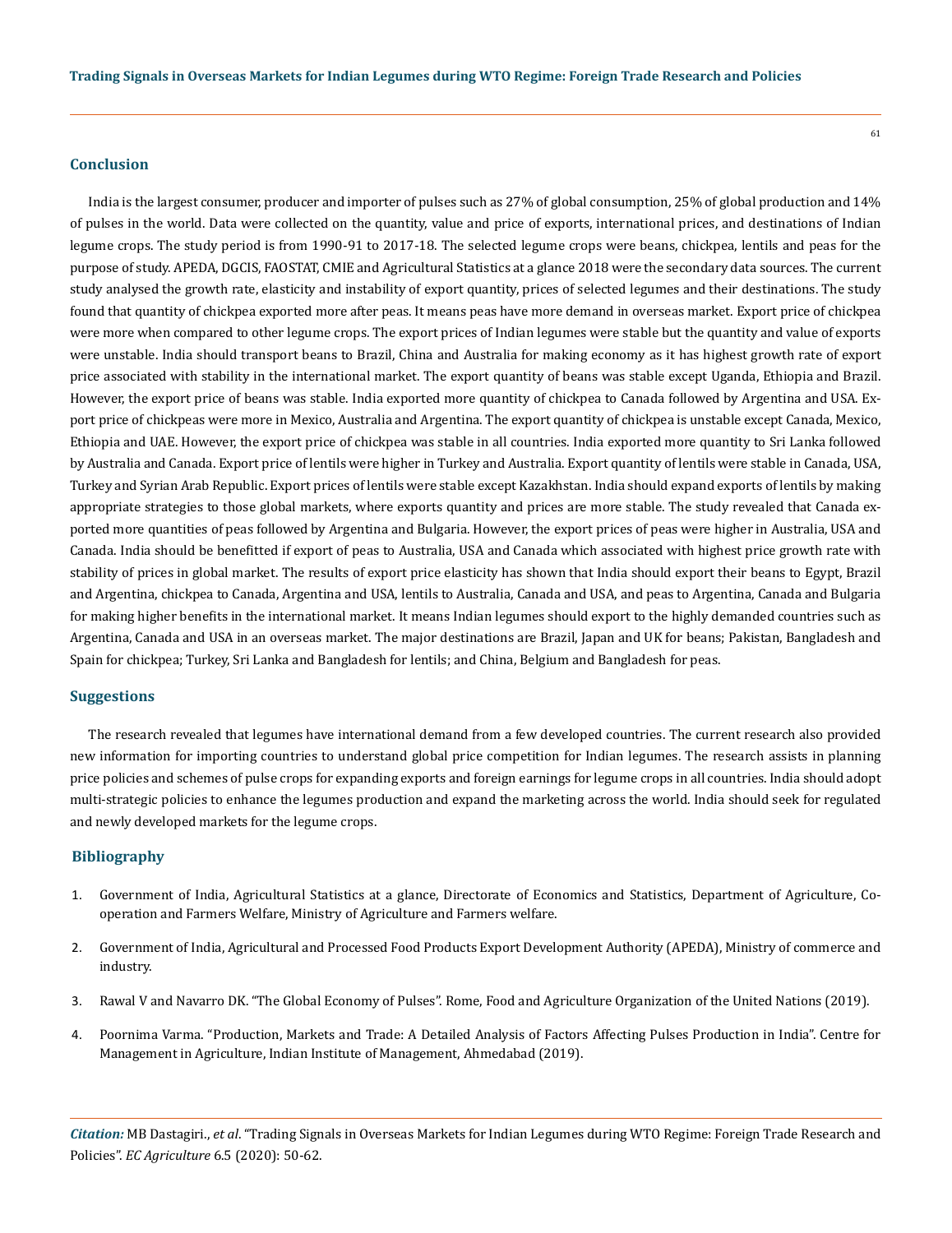## Conclusion

India is the largest consumer, producer and importer of pulses such as 27% of global consumption, 25% of global production and 14% of pulses in the world. Data were collected on the quantity, value and price of exports, international prices, and destinations of Indian legume crops. The study period is from 1990-91 to 2017-18. The selected legume crops were beans, chickpea, lentils and peas for the purpose of study. APEDA, DGCIS, FAOSTAT, CMIE and Agricultural Statistics at a glance 2018 were the secondary data sources. The current study analysed the growth rate, elasticity and instability of export quantity, prices of selected legumes and their destinations. The study found that quantity of chickpea exported more after peas. It means peas have more demand in overseas market. Export price of chickpea were more when compared to other legume crops. The export prices of Indian legumes were stable but the quantity and value of exports were unstable. India should transport beans to Brazil, China and Australia for making economy as it has highest growth rate of export price associated with stability in the international market. The export quantity of beans was stable except Uganda, Ethiopia and Brazil. However, the export price of beans was stable. India exported more quantity of chickpea to Canada followed by Argentina and USA. Export price of chickpeas were more in Mexico, Australia and Argentina. The export quantity of chickpea is unstable except Canada, Mexico, Ethiopia and UAE. However, the export price of chickpea was stable in all countries. India exported more quantity to Sri Lanka followed by Australia and Canada. Export price of lentils were higher in Turkey and Australia. Export quantity of lentils were stable in Canada, USA, Turkey and Syrian Arab Republic. Export prices of lentils were stable except Kazakhstan. India should expand exports of lentils by making appropriate strategies to those global markets, where exports quantity and prices are more stable. The study revealed that Canada exported more quantities of peas followed by Argentina and Bulgaria. However, the export prices of peas were higher in Australia, USA and Canada. India should be benefitted if export of peas to Australia, USA and Canada which associated with highest price growth rate with stability of prices in global market. The results of export price elasticity has shown that India should export their beans to Egypt, Brazil and Argentina, chickpea to Canada, Argentina and USA, lentils to Australia, Canada and USA, and peas to Argentina, Canada and Bulgaria for making higher benefits in the international market. It means Indian legumes should export to the highly demanded countries such as Argentina, Canada and USA in an overseas market. The major destinations are Brazil, Japan and UK for beans; Pakistan, Bangladesh and Spain for chickpea; Turkey, Sri Lanka and Bangladesh for lentils; and China, Belgium and Bangladesh for peas.

## Suggestions

The research revealed that legumes have international demand from a few developed countries. The current research also provided new information for importing countries to understand global price competition for Indian legumes. The research assists in planning price policies and schemes of pulse crops for expanding exports and foreign earnings for legume crops in all countries. India should adopt multi-strategic policies to enhance the legumes production and expand the marketing across the world. India should seek for regulated and newly developed markets for the legume crops.

## Bibliography

1. Government of India, Agricultural Statistics at a glance, Directorate of Economics and Statistics, Department of Agriculture, Cooperation and Farmers Welfare, Ministry of Agriculture and Farmers welfare.
2. Government of India, Agricultural and Processed Food Products Export Development Authority (APEDA), Ministry of commerce and industry.
3. Rawal V and Navarro DK. "The Global Economy of Pulses". Rome, Food and Agriculture Organization of the United Nations (2019).
4. Poornima Varma. "Production, Markets and Trade: A Detailed Analysis of Factors Affecting Pulses Production in India". Centre for Management in Agriculture, Indian Institute of Management, Ahmedabad (2019).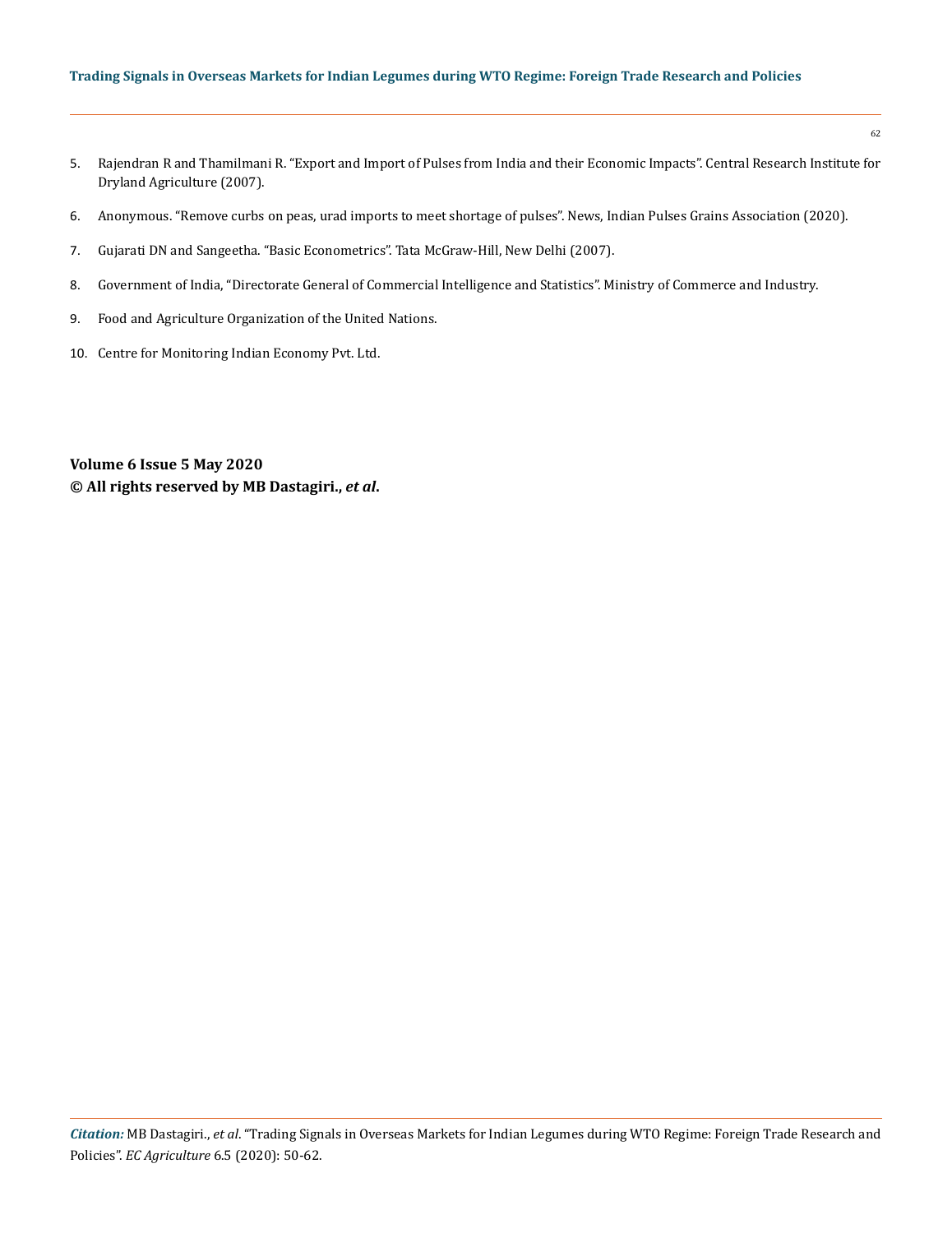5. Rajendran R and Thamilmani R. “Export and Import of Pulses from India and their Economic Impacts”. Central Research Institute for Dryland Agriculture (2007).
6. Anonymous. “Remove curbs on peas, urad imports to meet shortage of pulses”. News, Indian Pulses Grains Association (2020).
7. Gujarati DN and Sangeetha. “Basic Econometrics”. Tata McGraw-Hill, New Delhi (2007).
8. Government of India, “Directorate General of Commercial Intelligence and Statistics”. Ministry of Commerce and Industry.
9. Food and Agriculture Organization of the United Nations.
10. Centre for Monitoring Indian Economy Pvt. Ltd.

**Volume 6 Issue 5 May 2020**
**© All rights reserved by MB Dastagiri., *et al*.**